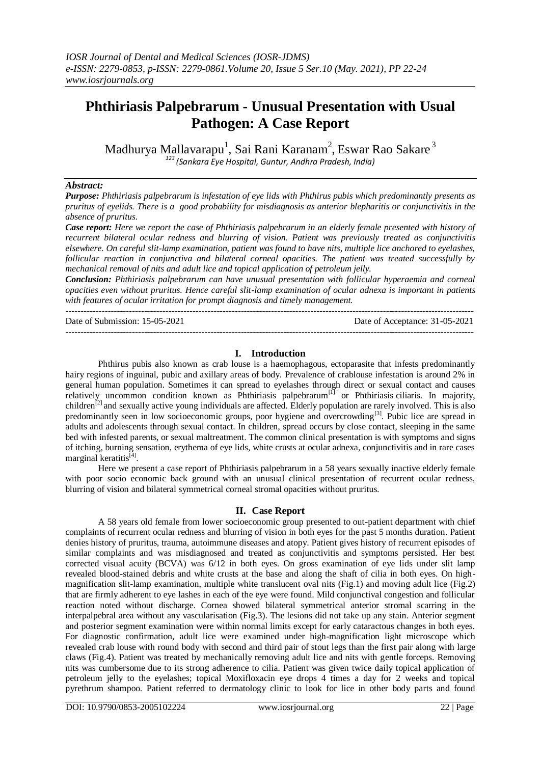# Phthiriasis Palpebrarum - Unusual Presentation with Usual Pathogen: A Case Report

Madhurya Mallavarapu[1], Sai Rani Karanam[2], Eswar Rao Sakare[3]

*[123] (Sankara Eye Hospital, Guntur, Andhra Pradesh, India)*

## *Abstract:*

***Purpose:*** *Phthiriasis palpebrarum is infestation of eye lids with Phthirus pubis which predominantly presents as pruritus of eyelids. There is a good probability for misdiagnosis as anterior blepharitis or conjunctivitis in the absence of pruritus.*

***Case report:*** *Here we report the case of Phthiriasis palpebrarum in an elderly female presented with history of recurrent bilateral ocular redness and blurring of vision. Patient was previously treated as conjunctivitis elsewhere. On careful slit-lamp examination, patient was found to have nits, multiple lice anchored to eyelashes, follicular reaction in conjunctiva and bilateral corneal opacities. The patient was treated successfully by mechanical removal of nits and adult lice and topical application of petroleum jelly.*

***Conclusion:*** *Phthiriasis palpebrarum can have unusual presentation with follicular hyperaemia and corneal opacities even without pruritus. Hence careful slit-lamp examination of ocular adnexa is important in patients with features of ocular irritation for prompt diagnosis and timely management.*

---

Date of Submission: 15-05-2021 Date of Acceptance: 31-05-2021

---

## I. Introduction

Phthirus pubis also known as crab louse is a haemophagous, ectoparasite that infests predominantly hairy regions of inguinal, pubic and axillary areas of body. Prevalence of crablouse infestation is around 2% in general human population. Sometimes it can spread to eyelashes through direct or sexual contact and causes relatively uncommon condition known as Phthiriasis palpebrarum[1] or Phthiriasis ciliaris. In majority, children[2] and sexually active young individuals are affected. Elderly population are rarely involved. This is also predominantly seen in low socioeconomic groups, poor hygiene and overcrowding[3]. Pubic lice are spread in adults and adolescents through sexual contact. In children, spread occurs by close contact, sleeping in the same bed with infested parents, or sexual maltreatment. The common clinical presentation is with symptoms and signs of itching, burning sensation, erythema of eye lids, white crusts at ocular adnexa, conjunctivitis and in rare cases marginal keratitis[4].

Here we present a case report of Phthiriasis palpebrarum in a 58 years sexually inactive elderly female with poor socio economic back ground with an unusual clinical presentation of recurrent ocular redness, blurring of vision and bilateral symmetrical corneal stromal opacities without pruritus.

## II. Case Report

A 58 years old female from lower socioeconomic group presented to out-patient department with chief complaints of recurrent ocular redness and blurring of vision in both eyes for the past 5 months duration. Patient denies history of pruritus, trauma, autoimmune diseases and atopy. Patient gives history of recurrent episodes of similar complaints and was misdiagnosed and treated as conjunctivitis and symptoms persisted. Her best corrected visual acuity (BCVA) was 6/12 in both eyes. On gross examination of eye lids under slit lamp revealed blood-stained debris and white crusts at the base and along the shaft of cilia in both eyes. On high-magnification slit-lamp examination, multiple white translucent oval nits (Fig.1) and moving adult lice (Fig.2) that are firmly adherent to eye lashes in each of the eye were found. Mild conjunctival congestion and follicular reaction noted without discharge. Cornea showed bilateral symmetrical anterior stromal scarring in the interpalpebral area without any vascularisation (Fig.3). The lesions did not take up any stain. Anterior segment and posterior segment examination were within normal limits except for early cataractous changes in both eyes. For diagnostic confirmation, adult lice were examined under high-magnification light microscope which revealed crab louse with round body with second and third pair of stout legs than the first pair along with large claws (Fig.4). Patient was treated by mechanically removing adult lice and nits with gentle forceps. Removing nits was cumbersome due to its strong adherence to cilia. Patient was given twice daily topical application of petroleum jelly to the eyelashes; topical Moxifloxacin eye drops 4 times a day for 2 weeks and topical pyrethrum shampoo. Patient referred to dermatology clinic to look for lice in other body parts and found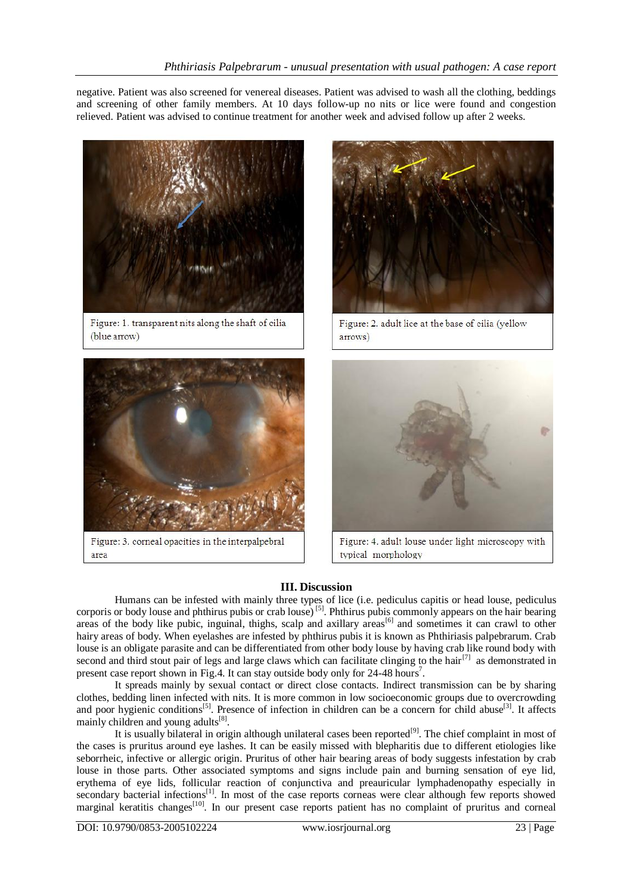negative. Patient was also screened for venereal diseases. Patient was advised to wash all the clothing, beddings and screening of other family members. At 10 days follow-up no nits or lice were found and congestion relieved. Patient was advised to continue treatment for another week and advised follow up after 2 weeks.

Figure: 1. transparent nits along the shaft of cilia (blue arrow)

Figure: 2. adult lice at the base of cilia (yellow arrows)

Figure: 3. corneal opacities in the interpalpebral area

Figure: 4. adult louse under light microscopy with typical morphology

## III. Discussion

Humans can be infested with mainly three types of lice (i.e. pediculus capitis or head louse, pediculus corporis or body louse and phthirus pubis or crab louse) [5]. Phthirus pubis commonly appears on the hair bearing areas of the body like pubic, inguinal, thighs, scalp and axillary areas[6] and sometimes it can crawl to other hairy areas of body. When eyelashes are infested by phthirus pubis it is known as Phthiriasis palpebrarum. Crab louse is an obligate parasite and can be differentiated from other body louse by having crab like round body with second and third stout pair of legs and large claws which can facilitate clinging to the hair[7] as demonstrated in present case report shown in Fig.4. It can stay outside body only for 24-48 hours[7].

It spreads mainly by sexual contact or direct close contacts. Indirect transmission can be by sharing clothes, bedding linen infected with nits. It is more common in low socioeconomic groups due to overcrowding and poor hygienic conditions[5]. Presence of infection in children can be a concern for child abuse[3]. It affects mainly children and young adults[8].

It is usually bilateral in origin although unilateral cases been reported[9]. The chief complaint in most of the cases is pruritus around eye lashes. It can be easily missed with blepharitis due to different etiologies like seborrheic, infective or allergic origin. Pruritus of other hair bearing areas of body suggests infestation by crab louse in those parts. Other associated symptoms and signs include pain and burning sensation of eye lid, erythema of eye lids, follicular reaction of conjunctiva and preauricular lymphadenopathy especially in secondary bacterial infections[1]. In most of the case reports corneas were clear although few reports showed marginal keratitis changes[10]. In our present case reports patient has no complaint of pruritus and corneal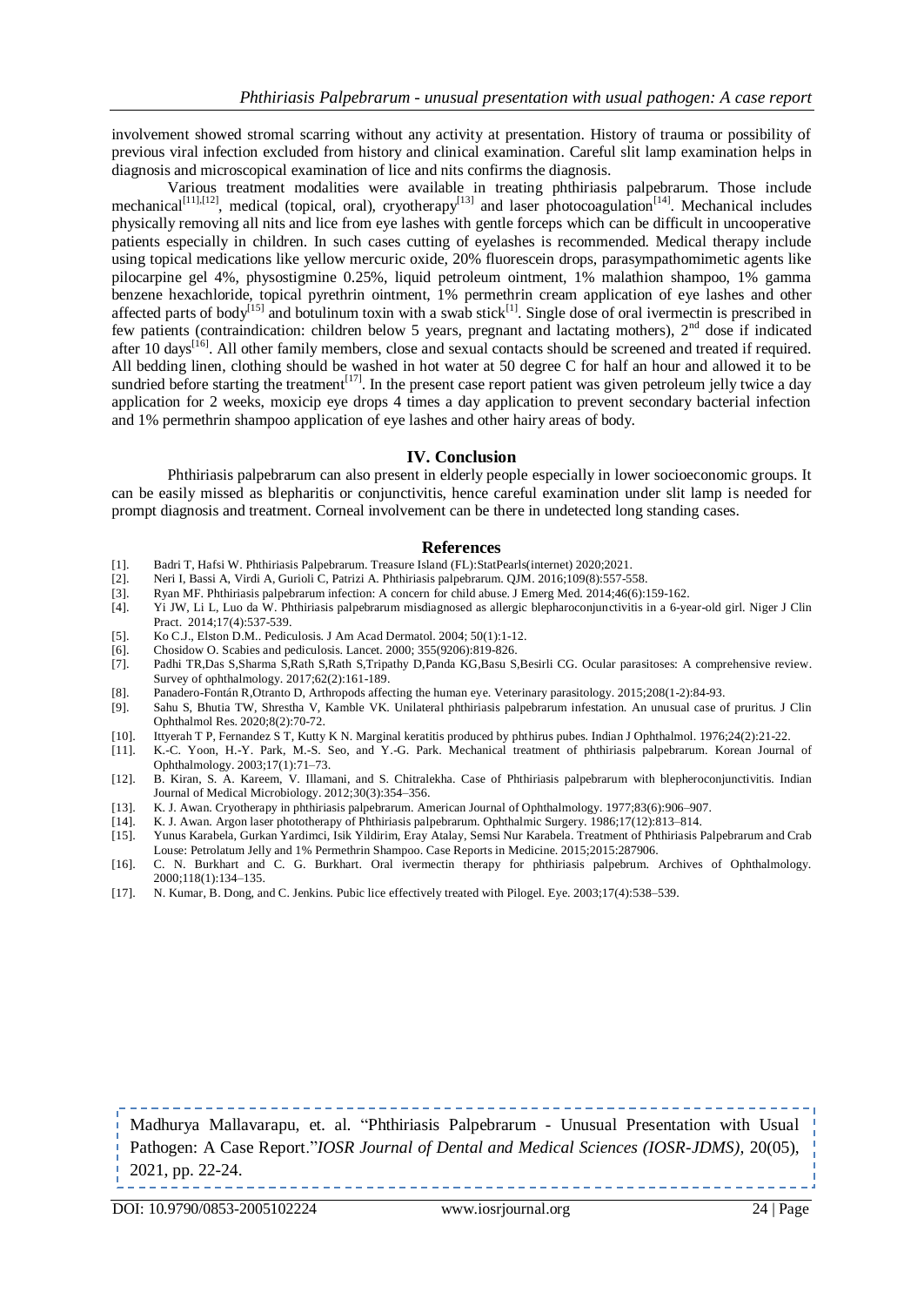involvement showed stromal scarring without any activity at presentation. History of trauma or possibility of previous viral infection excluded from history and clinical examination. Careful slit lamp examination helps in diagnosis and microscopical examination of lice and nits confirms the diagnosis.

Various treatment modalities were available in treating phthiriasis palpebrarum. Those include mechanical[11],[12], medical (topical, oral), cryotherapy[13] and laser photocoagulation[14]. Mechanical includes physically removing all nits and lice from eye lashes with gentle forceps which can be difficult in uncooperative patients especially in children. In such cases cutting of eyelashes is recommended. Medical therapy include using topical medications like yellow mercuric oxide, 20% fluorescein drops, parasympathomimetic agents like pilocarpine gel 4%, physostigmine 0.25%, liquid petroleum ointment, 1% malathion shampoo, 1% gamma benzene hexachloride, topical pyrethrin ointment, 1% permethrin cream application of eye lashes and other affected parts of body[15] and botulinum toxin with a swab stick[1]. Single dose of oral ivermectin is prescribed in few patients (contraindication: children below 5 years, pregnant and lactating mothers), 2nd dose if indicated after 10 days[16]. All other family members, close and sexual contacts should be screened and treated if required. All bedding linen, clothing should be washed in hot water at 50 degree C for half an hour and allowed it to be sundried before starting the treatment[17]. In the present case report patient was given petroleum jelly twice a day application for 2 weeks, moxicip eye drops 4 times a day application to prevent secondary bacterial infection and 1% permethrin shampoo application of eye lashes and other hairy areas of body.

## IV. Conclusion

Phthiriasis palpebrarum can also present in elderly people especially in lower socioeconomic groups. It can be easily missed as blepharitis or conjunctivitis, hence careful examination under slit lamp is needed for prompt diagnosis and treatment. Corneal involvement can be there in undetected long standing cases.

## References

[1]. Badri T, Hafsi W. Phthiriasis Palpebrarum. Treasure Island (FL):StatPearls(internet) 2020;2021.
[2]. Neri I, Bassi A, Virdi A, Gurioli C, Patrizi A. Phthiriasis palpebrarum. QJM. 2016;109(8):557-558.
[3]. Ryan MF. Phthiriasis palpebrarum infection: A concern for child abuse. J Emerg Med. 2014;46(6):159-162.
[4]. Yi JW, Li L, Luo da W. Phthiriasis palpebrarum misdiagnosed as allergic blepharoconjunctivitis in a 6-year-old girl. Niger J Clin Pract. 2014;17(4):537-539.
[5]. Ko C.J., Elston D.M.. Pediculosis. J Am Acad Dermatol. 2004; 50(1):1-12.
[6]. Chosidow O. Scabies and pediculosis. Lancet. 2000; 355(9206):819-826.
[7]. Padhi TR,Das S,Sharma S,Rath S,Rath S,Tripathy D,Panda KG,Basu S,Besirli CG. Ocular parasitoses: A comprehensive review. Survey of ophthalmology. 2017;62(2):161-189.
[8]. Panadero-Fontán R,Otranto D, Arthropods affecting the human eye. Veterinary parasitology. 2015;208(1-2):84-93.
[9]. Sahu S, Bhutia TW, Shrestha V, Kamble VK. Unilateral phthiriasis palpebrarum infestation. An unusual case of pruritus. J Clin Ophthalmol Res. 2020;8(2):70-72.
[10]. Ittyerah T P, Fernandez S T, Kutty K N. Marginal keratitis produced by phthirus pubes. Indian J Ophthalmol. 1976;24(2):21-22.
[11]. K.-C. Yoon, H.-Y. Park, M.-S. Seo, and Y.-G. Park. Mechanical treatment of phthiriasis palpebrarum. Korean Journal of Ophthalmology. 2003;17(1):71–73.
[12]. B. Kiran, S. A. Kareem, V. Illamani, and S. Chitralekha. Case of Phthiriasis palpebrarum with blepheroconjunctivitis. Indian Journal of Medical Microbiology. 2012;30(3):354–356.
[13]. K. J. Awan. Cryotherapy in phthiriasis palpebrarum. American Journal of Ophthalmology. 1977;83(6):906–907.
[14]. K. J. Awan. Argon laser phototherapy of Phthiriasis palpebrarum. Ophthalmic Surgery. 1986;17(12):813–814.
[15]. Yunus Karabela, Gurkan Yardimci, Isik Yildirim, Eray Atalay, Semsi Nur Karabela. Treatment of Phthiriasis Palpebrarum and Crab Louse: Petrolatum Jelly and 1% Permethrin Shampoo. Case Reports in Medicine. 2015;2015:287906.
[16]. C. N. Burkhart and C. G. Burkhart. Oral ivermectin therapy for phthiriasis palpebrum. Archives of Ophthalmology. 2000;118(1):134–135.
[17]. N. Kumar, B. Dong, and C. Jenkins. Pubic lice effectively treated with Pilogel. Eye. 2003;17(4):538–539.

Madhurya Mallavarapu, et. al. "Phthiriasis Palpebrarum - Unusual Presentation with Usual Pathogen: A Case Report."*IOSR Journal of Dental and Medical Sciences (IOSR-JDMS)*, 20(05), 2021, pp. 22-24.